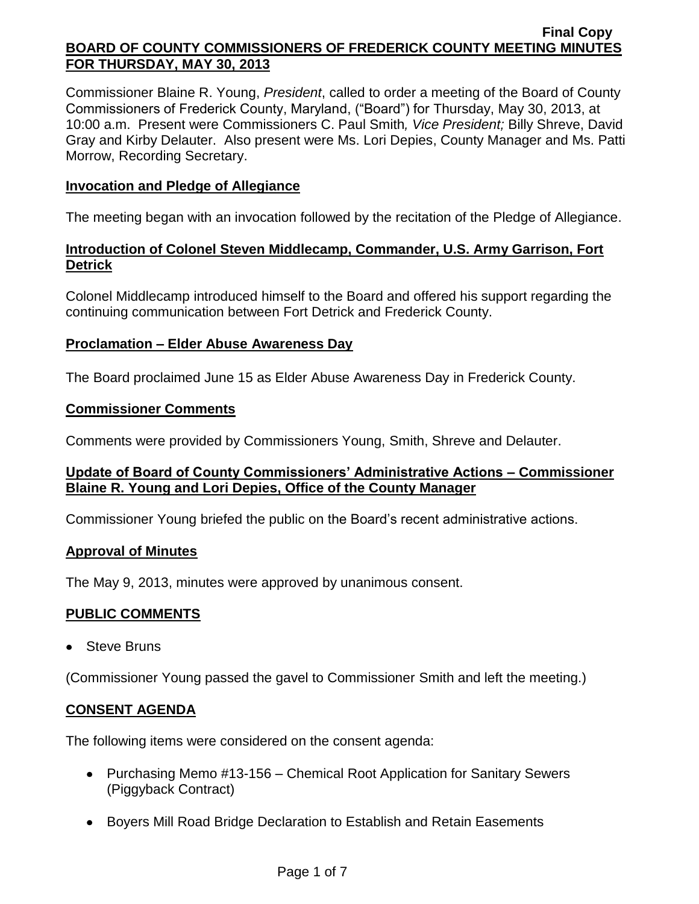Final Copy

**BOARD OF COUNTY COMMISSIONERS OF FREDERICK COUNTY MEETING MINUTES FOR THURSDAY, MAY 30, 2013**

Commissioner Blaine R. Young, *President*, called to order a meeting of the Board of County Commissioners of Frederick County, Maryland, ("Board") for Thursday, May 30, 2013, at 10:00 a.m. Present were Commissioners C. Paul Smith*, Vice President;* Billy Shreve, David Gray and Kirby Delauter. Also present were Ms. Lori Depies, County Manager and Ms. Patti Morrow, Recording Secretary.

**Invocation and Pledge of Allegiance**

The meeting began with an invocation followed by the recitation of the Pledge of Allegiance.

**Introduction of Colonel Steven Middlecamp, Commander, U.S. Army Garrison, Fort Detrick**

Colonel Middlecamp introduced himself to the Board and offered his support regarding the continuing communication between Fort Detrick and Frederick County.

**Proclamation – Elder Abuse Awareness Day**

The Board proclaimed June 15 as Elder Abuse Awareness Day in Frederick County.

**Commissioner Comments**

Comments were provided by Commissioners Young, Smith, Shreve and Delauter.

**Update of Board of County Commissioners' Administrative Actions – Commissioner Blaine R. Young and Lori Depies, Office of the County Manager**

Commissioner Young briefed the public on the Board's recent administrative actions.

**Approval of Minutes**

The May 9, 2013, minutes were approved by unanimous consent.

**PUBLIC COMMENTS**

- Steve Bruns

(Commissioner Young passed the gavel to Commissioner Smith and left the meeting.)

**CONSENT AGENDA**

The following items were considered on the consent agenda:

- Purchasing Memo #13-156 – Chemical Root Application for Sanitary Sewers (Piggyback Contract)
- Boyers Mill Road Bridge Declaration to Establish and Retain Easements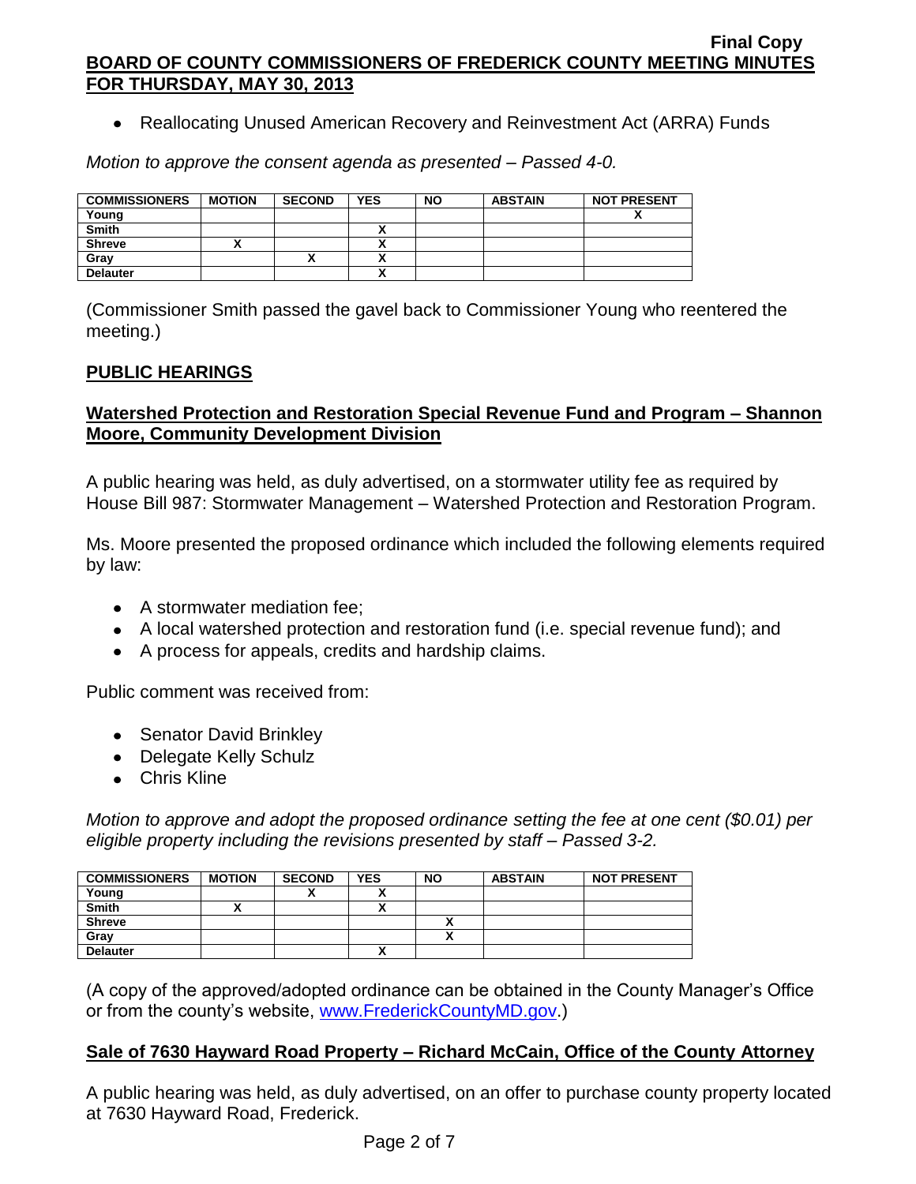- Reallocating Unused American Recovery and Reinvestment Act (ARRA) Funds

*Motion to approve the consent agenda as presented – Passed 4-0.*

| COMMISSIONERS | MOTION | SECOND | YES | NO | ABSTAIN | NOT PRESENT |
|---|---|---|---|---|---|---|
| Young | | | | | | X |
| Smith | | | X | | | |
| Shreve | X | | X | | | |
| Gray | | X | X | | | |
| Delauter | | | X | | | |

(Commissioner Smith passed the gavel back to Commissioner Young who reentered the meeting.)

## PUBLIC HEARINGS

### Watershed Protection and Restoration Special Revenue Fund and Program – Shannon Moore, Community Development Division

A public hearing was held, as duly advertised, on a stormwater utility fee as required by House Bill 987: Stormwater Management – Watershed Protection and Restoration Program.

Ms. Moore presented the proposed ordinance which included the following elements required by law:

- A stormwater mediation fee;
- A local watershed protection and restoration fund (i.e. special revenue fund); and
- A process for appeals, credits and hardship claims.

Public comment was received from:

- Senator David Brinkley
- Delegate Kelly Schulz
- Chris Kline

*Motion to approve and adopt the proposed ordinance setting the fee at one cent ($0.01) per eligible property including the revisions presented by staff – Passed 3-2.*

| COMMISSIONERS | MOTION | SECOND | YES | NO | ABSTAIN | NOT PRESENT |
|---|---|---|---|---|---|---|
| Young | | X | X | | | |
| Smith | X | | X | | | |
| Shreve | | | | X | | |
| Gray | | | | X | | |
| Delauter | | | X | | | |

(A copy of the approved/adopted ordinance can be obtained in the County Manager's Office or from the county's website, www.FrederickCountyMD.gov.)

### Sale of 7630 Hayward Road Property – Richard McCain, Office of the County Attorney

A public hearing was held, as duly advertised, on an offer to purchase county property located at 7630 Hayward Road, Frederick.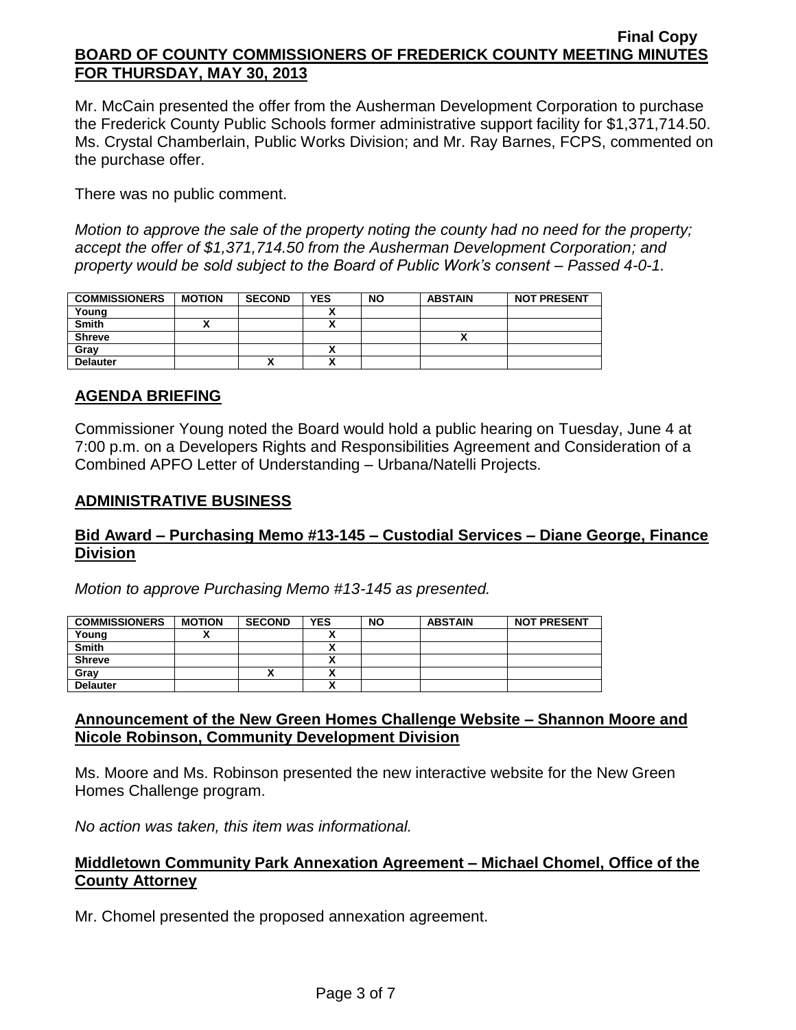Mr. McCain presented the offer from the Ausherman Development Corporation to purchase the Frederick County Public Schools former administrative support facility for $1,371,714.50. Ms. Crystal Chamberlain, Public Works Division; and Mr. Ray Barnes, FCPS, commented on the purchase offer.

There was no public comment.

*Motion to approve the sale of the property noting the county had no need for the property; accept the offer of $1,371,714.50 from the Ausherman Development Corporation; and property would be sold subject to the Board of Public Work's consent – Passed 4-0-1.*

| COMMISSIONERS | MOTION | SECOND | YES | NO | ABSTAIN | NOT PRESENT |
|---|---|---|---|---|---|---|
| Young | | | X | | | |
| Smith | X | | X | | | |
| Shreve | | | | | X | |
| Gray | | | X | | | |
| Delauter | | X | X | | | |

## AGENDA BRIEFING

Commissioner Young noted the Board would hold a public hearing on Tuesday, June 4 at 7:00 p.m. on a Developers Rights and Responsibilities Agreement and Consideration of a Combined APFO Letter of Understanding – Urbana/Natelli Projects.

## ADMINISTRATIVE BUSINESS

### Bid Award – Purchasing Memo #13-145 – Custodial Services – Diane George, Finance Division

*Motion to approve Purchasing Memo #13-145 as presented.*

| COMMISSIONERS | MOTION | SECOND | YES | NO | ABSTAIN | NOT PRESENT |
|---|---|---|---|---|---|---|
| Young | X | | X | | | |
| Smith | | | X | | | |
| Shreve | | | X | | | |
| Gray | | X | X | | | |
| Delauter | | | X | | | |

### Announcement of the New Green Homes Challenge Website – Shannon Moore and Nicole Robinson, Community Development Division

Ms. Moore and Ms. Robinson presented the new interactive website for the New Green Homes Challenge program.

*No action was taken, this item was informational.*

### Middletown Community Park Annexation Agreement – Michael Chomel, Office of the County Attorney

Mr. Chomel presented the proposed annexation agreement.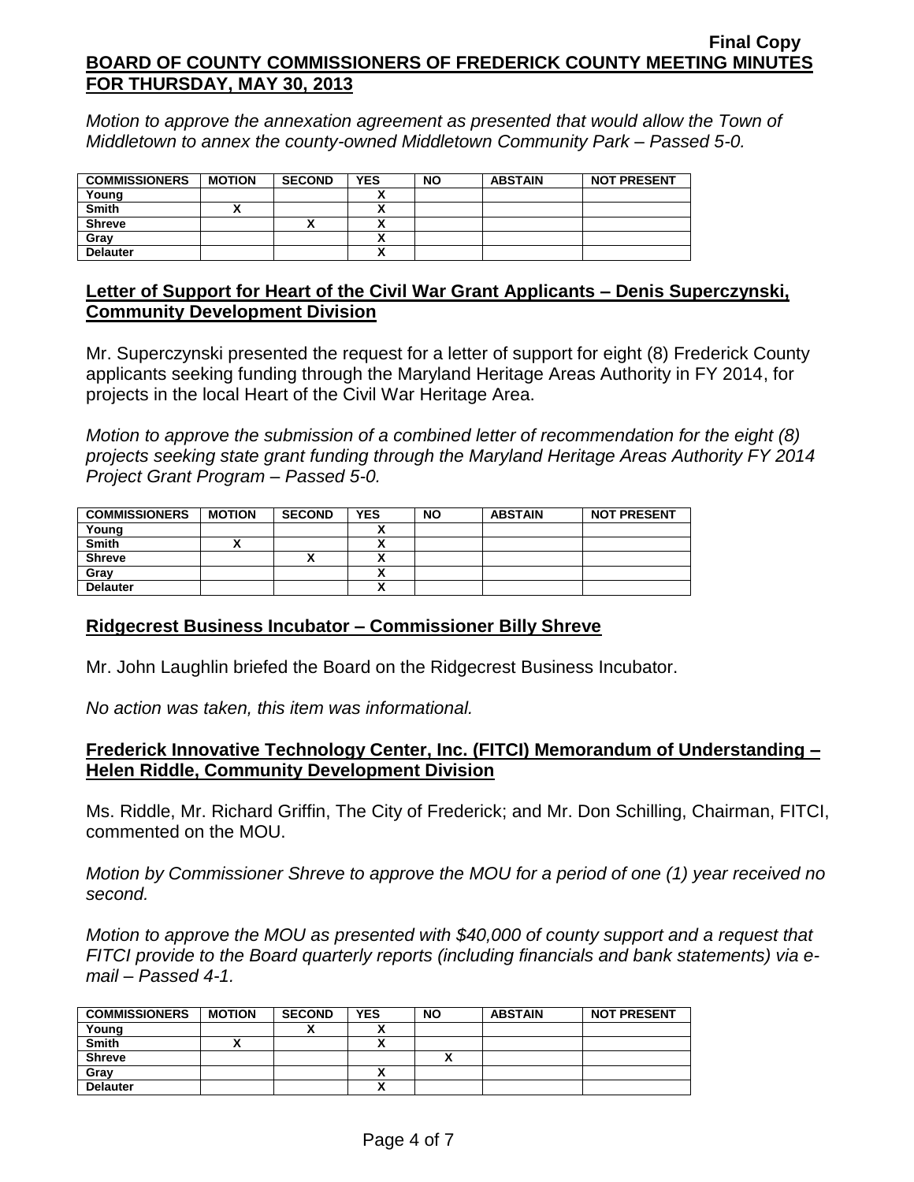*Motion to approve the annexation agreement as presented that would allow the Town of Middletown to annex the county-owned Middletown Community Park – Passed 5-0.*

| COMMISSIONERS | MOTION | SECOND | YES | NO | ABSTAIN | NOT PRESENT |
|---|---|---|---|---|---|---|
| Young | | | X | | | |
| Smith | X | | X | | | |
| Shreve | | X | X | | | |
| Gray | | | X | | | |
| Delauter | | | X | | | |

## Letter of Support for Heart of the Civil War Grant Applicants – Denis Superczynski, Community Development Division

Mr. Superczynski presented the request for a letter of support for eight (8) Frederick County applicants seeking funding through the Maryland Heritage Areas Authority in FY 2014, for projects in the local Heart of the Civil War Heritage Area.

*Motion to approve the submission of a combined letter of recommendation for the eight (8) projects seeking state grant funding through the Maryland Heritage Areas Authority FY 2014 Project Grant Program – Passed 5-0.*

| COMMISSIONERS | MOTION | SECOND | YES | NO | ABSTAIN | NOT PRESENT |
|---|---|---|---|---|---|---|
| Young | | | X | | | |
| Smith | X | | X | | | |
| Shreve | | X | X | | | |
| Gray | | | X | | | |
| Delauter | | | X | | | |

## Ridgecrest Business Incubator – Commissioner Billy Shreve

Mr. John Laughlin briefed the Board on the Ridgecrest Business Incubator.

*No action was taken, this item was informational.*

## Frederick Innovative Technology Center, Inc. (FITCI) Memorandum of Understanding – Helen Riddle, Community Development Division

Ms. Riddle, Mr. Richard Griffin, The City of Frederick; and Mr. Don Schilling, Chairman, FITCI, commented on the MOU.

*Motion by Commissioner Shreve to approve the MOU for a period of one (1) year received no second.*

*Motion to approve the MOU as presented with $40,000 of county support and a request that FITCI provide to the Board quarterly reports (including financials and bank statements) via e-mail – Passed 4-1.*

| COMMISSIONERS | MOTION | SECOND | YES | NO | ABSTAIN | NOT PRESENT |
|---|---|---|---|---|---|---|
| Young | | X | X | | | |
| Smith | X | | X | | | |
| Shreve | | | | X | | |
| Gray | | | X | | | |
| Delauter | | | X | | | |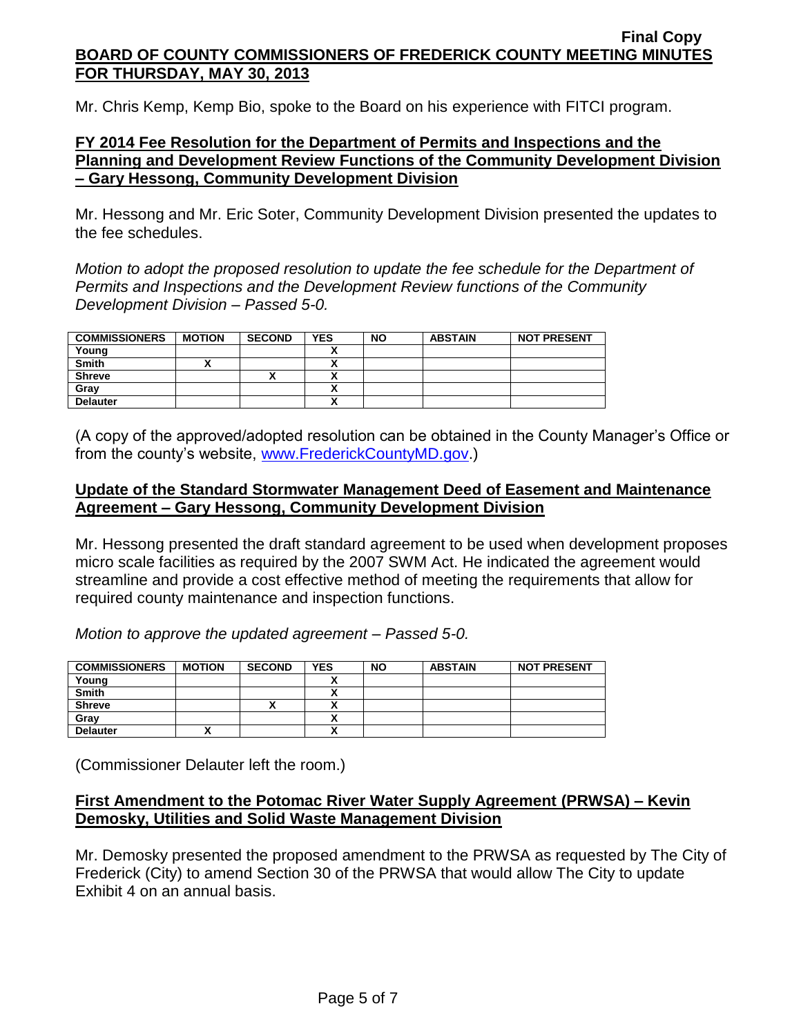Mr. Chris Kemp, Kemp Bio, spoke to the Board on his experience with FITCI program.

**FY 2014 Fee Resolution for the Department of Permits and Inspections and the Planning and Development Review Functions of the Community Development Division – Gary Hessong, Community Development Division**

Mr. Hessong and Mr. Eric Soter, Community Development Division presented the updates to the fee schedules.

*Motion to adopt the proposed resolution to update the fee schedule for the Department of Permits and Inspections and the Development Review functions of the Community Development Division – Passed 5-0.*

| COMMISSIONERS | MOTION | SECOND | YES | NO | ABSTAIN | NOT PRESENT |
|---|---|---|---|---|---|---|
| Young | | | X | | | |
| Smith | X | | X | | | |
| Shreve | | X | X | | | |
| Gray | | | X | | | |
| Delauter | | | X | | | |

(A copy of the approved/adopted resolution can be obtained in the County Manager's Office or from the county's website, www.FrederickCountyMD.gov.)

**Update of the Standard Stormwater Management Deed of Easement and Maintenance Agreement – Gary Hessong, Community Development Division**

Mr. Hessong presented the draft standard agreement to be used when development proposes micro scale facilities as required by the 2007 SWM Act. He indicated the agreement would streamline and provide a cost effective method of meeting the requirements that allow for required county maintenance and inspection functions.

*Motion to approve the updated agreement – Passed 5-0.*

| COMMISSIONERS | MOTION | SECOND | YES | NO | ABSTAIN | NOT PRESENT |
|---|---|---|---|---|---|---|
| Young | | | X | | | |
| Smith | | | X | | | |
| Shreve | | X | X | | | |
| Gray | | | X | | | |
| Delauter | X | | X | | | |

(Commissioner Delauter left the room.)

**First Amendment to the Potomac River Water Supply Agreement (PRWSA) – Kevin Demosky, Utilities and Solid Waste Management Division**

Mr. Demosky presented the proposed amendment to the PRWSA as requested by The City of Frederick (City) to amend Section 30 of the PRWSA that would allow The City to update Exhibit 4 on an annual basis.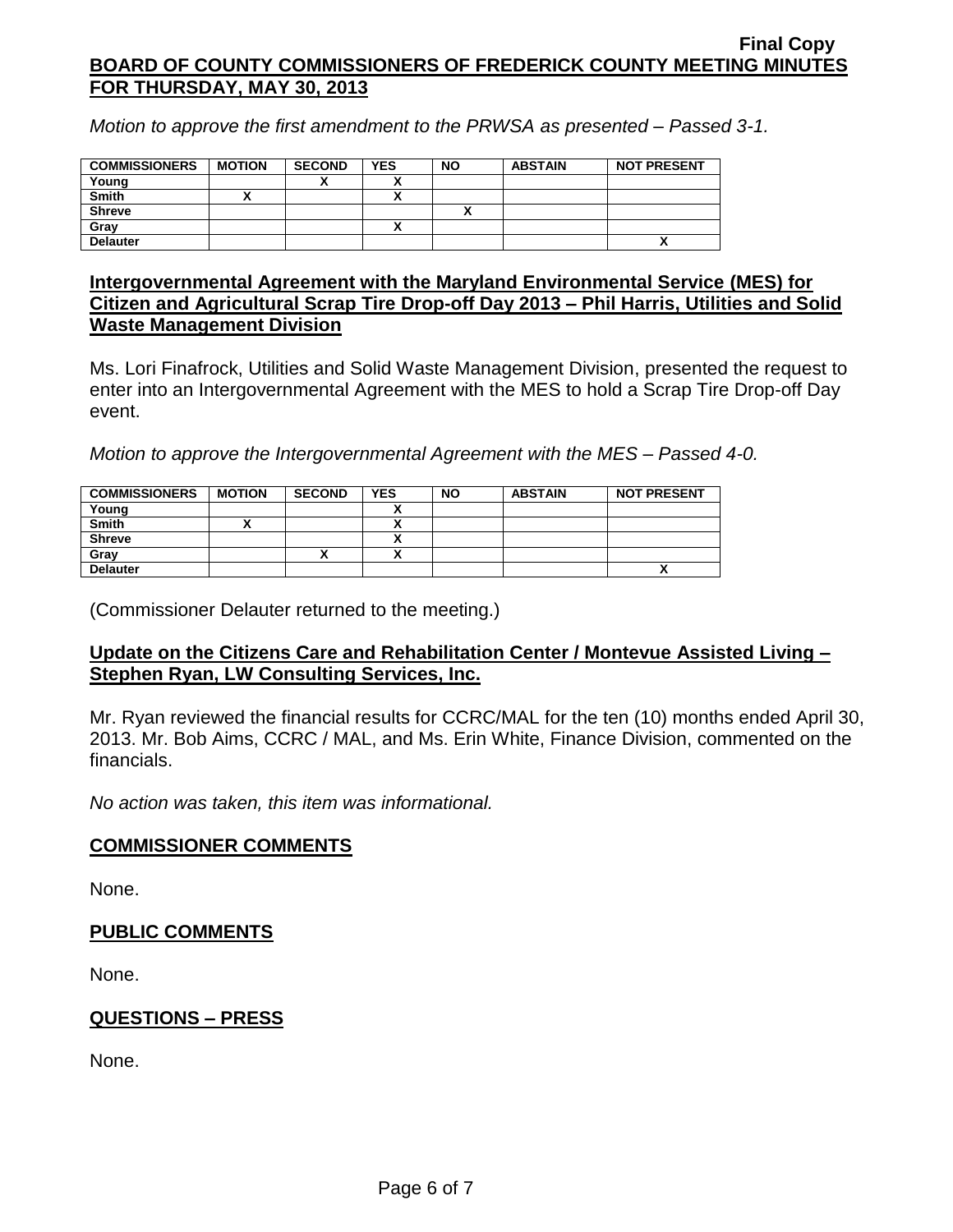*Motion to approve the first amendment to the PRWSA as presented – Passed 3-1.*

| COMMISSIONERS | MOTION | SECOND | YES | NO | ABSTAIN | NOT PRESENT |
|---|---|---|---|---|---|---|
| Young | | X | X | | | |
| Smith | X | | X | | | |
| Shreve | | | | X | | |
| Gray | | | X | | | |
| Delauter | | | | | | X |

## Intergovernmental Agreement with the Maryland Environmental Service (MES) for Citizen and Agricultural Scrap Tire Drop-off Day 2013 – Phil Harris, Utilities and Solid Waste Management Division

Ms. Lori Finafrock, Utilities and Solid Waste Management Division, presented the request to enter into an Intergovernmental Agreement with the MES to hold a Scrap Tire Drop-off Day event.

*Motion to approve the Intergovernmental Agreement with the MES – Passed 4-0.*

| COMMISSIONERS | MOTION | SECOND | YES | NO | ABSTAIN | NOT PRESENT |
|---|---|---|---|---|---|---|
| Young | | | X | | | |
| Smith | X | | X | | | |
| Shreve | | | X | | | |
| Gray | | X | X | | | |
| Delauter | | | | | | X |

(Commissioner Delauter returned to the meeting.)

## Update on the Citizens Care and Rehabilitation Center / Montevue Assisted Living – Stephen Ryan, LW Consulting Services, Inc.

Mr. Ryan reviewed the financial results for CCRC/MAL for the ten (10) months ended April 30, 2013. Mr. Bob Aims, CCRC / MAL, and Ms. Erin White, Finance Division, commented on the financials.

*No action was taken, this item was informational.*

## COMMISSIONER COMMENTS

None.

## PUBLIC COMMENTS

None.

## QUESTIONS – PRESS

None.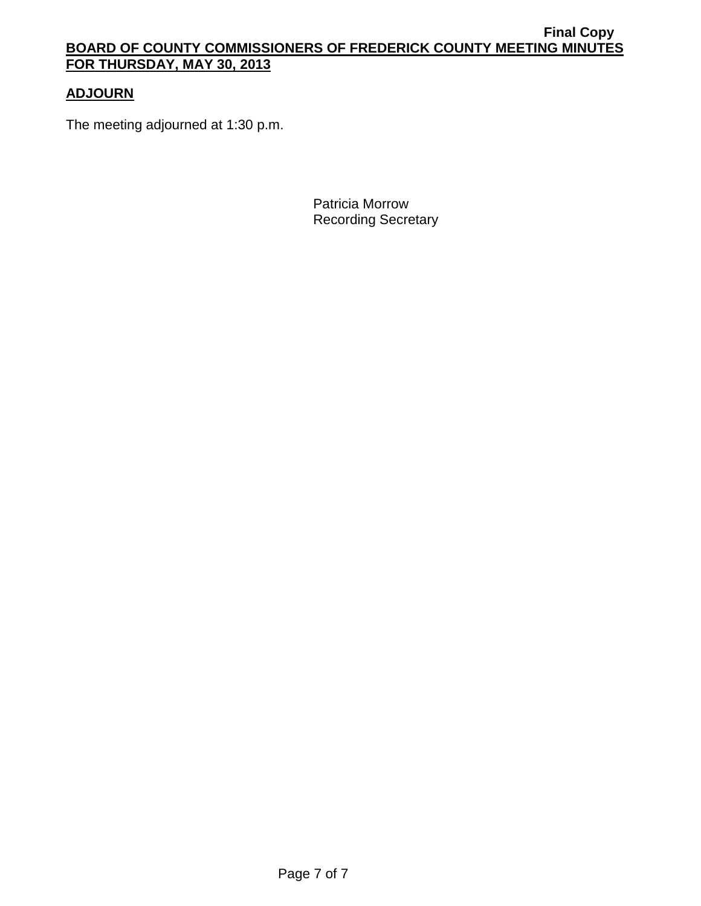## ADJOURN

The meeting adjourned at 1:30 p.m.

Patricia Morrow
Recording Secretary